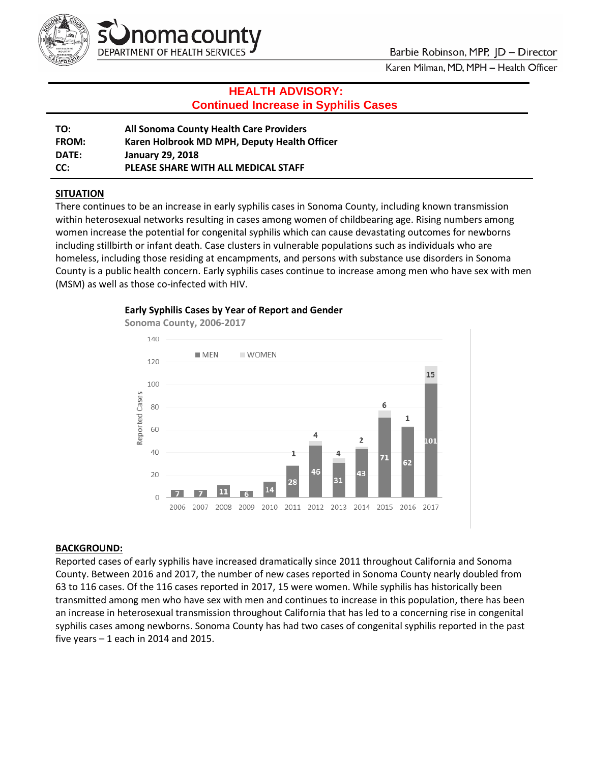Sonoma County Department of Health Services

Barbie Robinson, MPP, JD – Director

Karen Milman, MD, MPH – Health Officer

# HEALTH ADVISORY:
## Continued Increase in Syphilis Cases

| | |
|---|---|
| **TO:** | **All Sonoma County Health Care Providers** |
| **FROM:** | **Karen Holbrook MD MPH, Deputy Health Officer** |
| **DATE:** | **January 29, 2018** |
| **CC:** | **PLEASE SHARE WITH ALL MEDICAL STAFF** |

### SITUATION

There continues to be an increase in early syphilis cases in Sonoma County, including known transmission within heterosexual networks resulting in cases among women of childbearing age. Rising numbers among women increase the potential for congenital syphilis which can cause devastating outcomes for newborns including stillbirth or infant death. Case clusters in vulnerable populations such as individuals who are homeless, including those residing at encampments, and persons with substance use disorders in Sonoma County is a public health concern. Early syphilis cases continue to increase among men who have sex with men (MSM) as well as those co-infected with HIV.

**Early Syphilis Cases by Year of Report and Gender**

Sonoma County, 2006-2017

| Year | Men | Women |
|---|---|---|
| 2006 | 7 | |
| 2007 | 7 | |
| 2008 | 11 | |
| 2009 | 6 | |
| 2010 | 14 | |
| 2011 | 28 | 1 |
| 2012 | 46 | 4 |
| 2013 | 31 | 4 |
| 2014 | 43 | 2 |
| 2015 | 71 | 6 |
| 2016 | 62 | 1 |
| 2017 | 101 | 15 |

### BACKGROUND:

Reported cases of early syphilis have increased dramatically since 2011 throughout California and Sonoma County. Between 2016 and 2017, the number of new cases reported in Sonoma County nearly doubled from 63 to 116 cases. Of the 116 cases reported in 2017, 15 were women. While syphilis has historically been transmitted among men who have sex with men and continues to increase in this population, there has been an increase in heterosexual transmission throughout California that has led to a concerning rise in congenital syphilis cases among newborns. Sonoma County has had two cases of congenital syphilis reported in the past five years – 1 each in 2014 and 2015.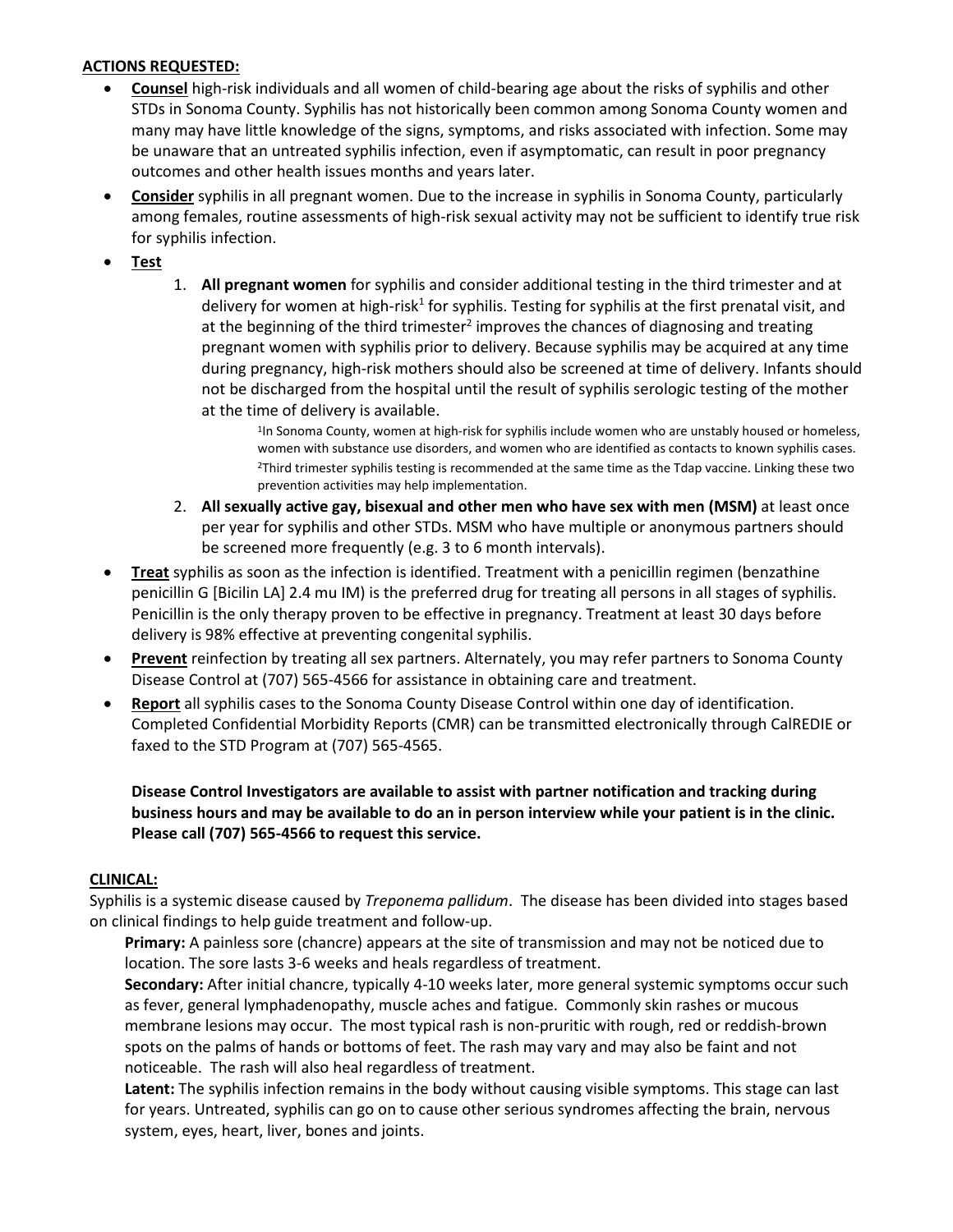**ACTIONS REQUESTED:**

- **Counsel** high-risk individuals and all women of child-bearing age about the risks of syphilis and other STDs in Sonoma County. Syphilis has not historically been common among Sonoma County women and many may have little knowledge of the signs, symptoms, and risks associated with infection. Some may be unaware that an untreated syphilis infection, even if asymptomatic, can result in poor pregnancy outcomes and other health issues months and years later.
- **Consider** syphilis in all pregnant women. Due to the increase in syphilis in Sonoma County, particularly among females, routine assessments of high-risk sexual activity may not be sufficient to identify true risk for syphilis infection.
- **Test**
  1. **All pregnant women** for syphilis and consider additional testing in the third trimester and at delivery for women at high-risk[1] for syphilis. Testing for syphilis at the first prenatal visit, and at the beginning of the third trimester[2] improves the chances of diagnosing and treating pregnant women with syphilis prior to delivery. Because syphilis may be acquired at any time during pregnancy, high-risk mothers should also be screened at time of delivery. Infants should not be discharged from the hospital until the result of syphilis serologic testing of the mother at the time of delivery is available.

     [1]In Sonoma County, women at high-risk for syphilis include women who are unstably housed or homeless, women with substance use disorders, and women who are identified as contacts to known syphilis cases.
     [2]Third trimester syphilis testing is recommended at the same time as the Tdap vaccine. Linking these two prevention activities may help implementation.
  2. **All sexually active gay, bisexual and other men who have sex with men (MSM)** at least once per year for syphilis and other STDs. MSM who have multiple or anonymous partners should be screened more frequently (e.g. 3 to 6 month intervals).
- **Treat** syphilis as soon as the infection is identified. Treatment with a penicillin regimen (benzathine penicillin G [Bicilin LA] 2.4 mu IM) is the preferred drug for treating all persons in all stages of syphilis. Penicillin is the only therapy proven to be effective in pregnancy. Treatment at least 30 days before delivery is 98% effective at preventing congenital syphilis.
- **Prevent** reinfection by treating all sex partners. Alternately, you may refer partners to Sonoma County Disease Control at (707) 565-4566 for assistance in obtaining care and treatment.
- **Report** all syphilis cases to the Sonoma County Disease Control within one day of identification. Completed Confidential Morbidity Reports (CMR) can be transmitted electronically through CalREDIE or faxed to the STD Program at (707) 565-4565.

**Disease Control Investigators are available to assist with partner notification and tracking during business hours and may be available to do an in person interview while your patient is in the clinic. Please call (707) 565-4566 to request this service.**

**CLINICAL:**

Syphilis is a systemic disease caused by *Treponema pallidum*. The disease has been divided into stages based on clinical findings to help guide treatment and follow-up.

**Primary:** A painless sore (chancre) appears at the site of transmission and may not be noticed due to location. The sore lasts 3-6 weeks and heals regardless of treatment.

**Secondary:** After initial chancre, typically 4-10 weeks later, more general systemic symptoms occur such as fever, general lymphadenopathy, muscle aches and fatigue. Commonly skin rashes or mucous membrane lesions may occur. The most typical rash is non-pruritic with rough, red or reddish-brown spots on the palms of hands or bottoms of feet. The rash may vary and may also be faint and not noticeable. The rash will also heal regardless of treatment.

**Latent:** The syphilis infection remains in the body without causing visible symptoms. This stage can last for years. Untreated, syphilis can go on to cause other serious syndromes affecting the brain, nervous system, eyes, heart, liver, bones and joints.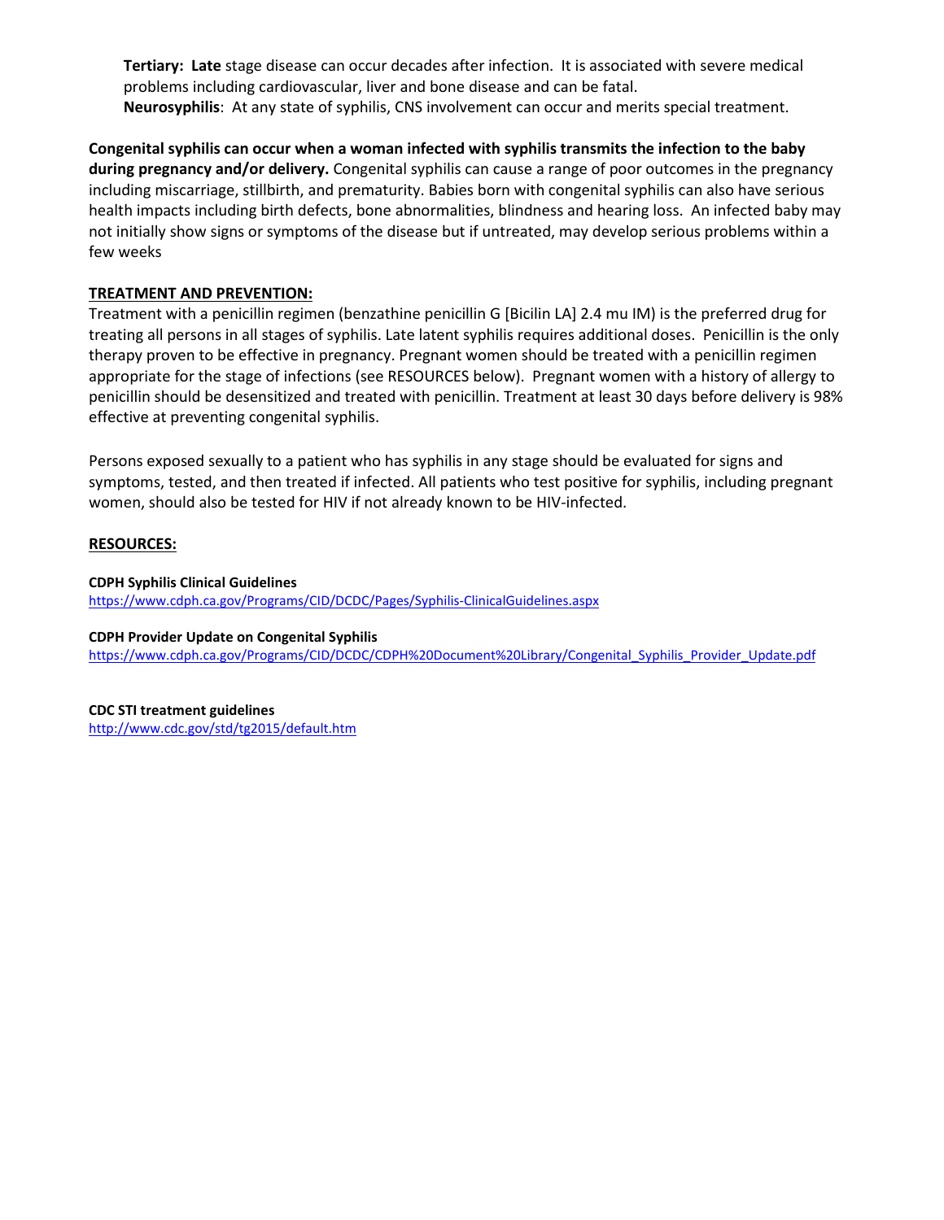**Tertiary: Late** stage disease can occur decades after infection. It is associated with severe medical problems including cardiovascular, liver and bone disease and can be fatal.
**Neurosyphilis**: At any state of syphilis, CNS involvement can occur and merits special treatment.

**Congenital syphilis can occur when a woman infected with syphilis transmits the infection to the baby during pregnancy and/or delivery.** Congenital syphilis can cause a range of poor outcomes in the pregnancy including miscarriage, stillbirth, and prematurity. Babies born with congenital syphilis can also have serious health impacts including birth defects, bone abnormalities, blindness and hearing loss. An infected baby may not initially show signs or symptoms of the disease but if untreated, may develop serious problems within a few weeks

## TREATMENT AND PREVENTION:

Treatment with a penicillin regimen (benzathine penicillin G [Bicilin LA] 2.4 mu IM) is the preferred drug for treating all persons in all stages of syphilis. Late latent syphilis requires additional doses. Penicillin is the only therapy proven to be effective in pregnancy. Pregnant women should be treated with a penicillin regimen appropriate for the stage of infections (see RESOURCES below). Pregnant women with a history of allergy to penicillin should be desensitized and treated with penicillin. Treatment at least 30 days before delivery is 98% effective at preventing congenital syphilis.

Persons exposed sexually to a patient who has syphilis in any stage should be evaluated for signs and symptoms, tested, and then treated if infected. All patients who test positive for syphilis, including pregnant women, should also be tested for HIV if not already known to be HIV-infected.

## RESOURCES:

**CDPH Syphilis Clinical Guidelines**
https://www.cdph.ca.gov/Programs/CID/DCDC/Pages/Syphilis-ClinicalGuidelines.aspx

**CDPH Provider Update on Congenital Syphilis**
https://www.cdph.ca.gov/Programs/CID/DCDC/CDPH%20Document%20Library/Congenital_Syphilis_Provider_Update.pdf

**CDC STI treatment guidelines**
http://www.cdc.gov/std/tg2015/default.htm